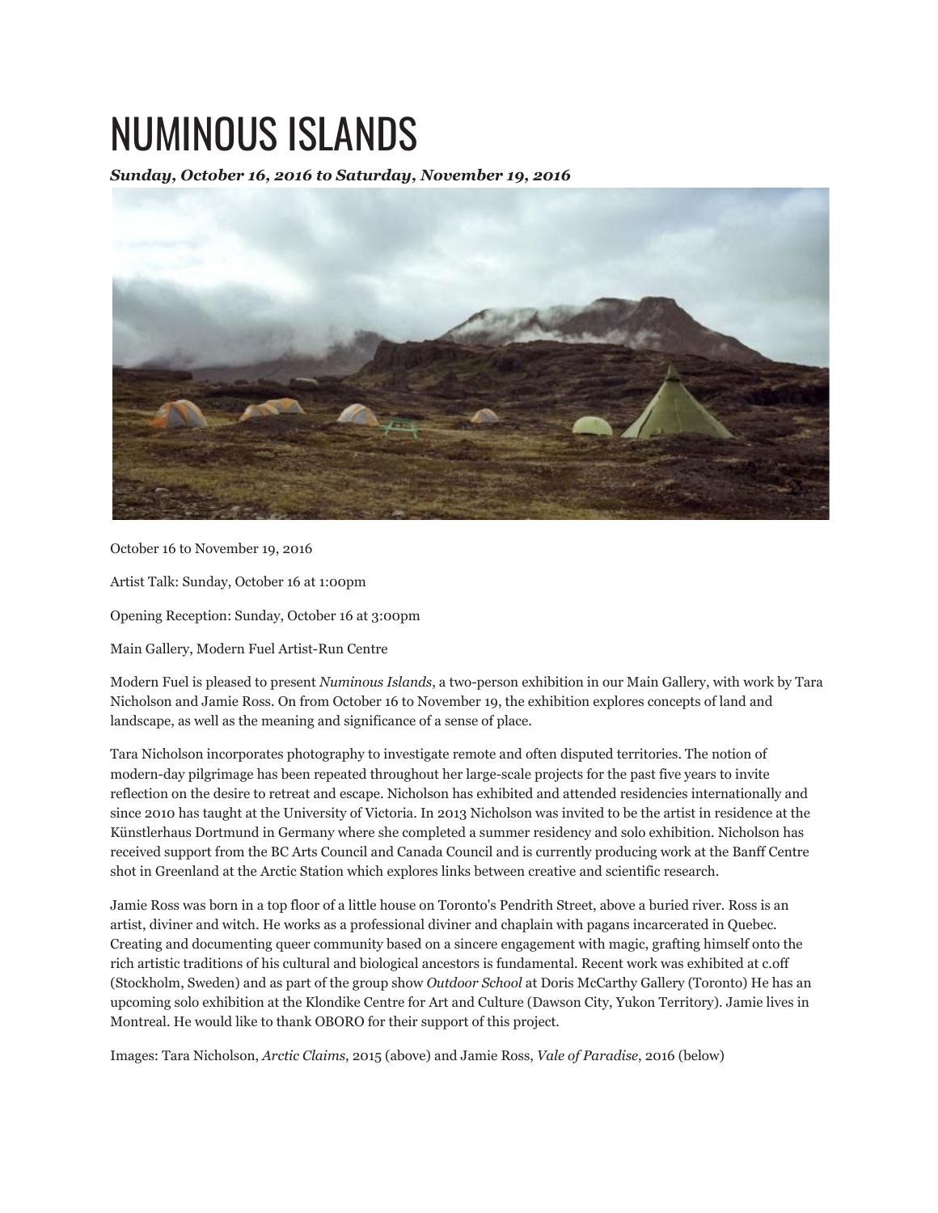# NUMINOUS ISLANDS

***Sunday, October 16, 2016 to Saturday, November 19, 2016***

October 16 to November 19, 2016

Artist Talk: Sunday, October 16 at 1:00pm

Opening Reception: Sunday, October 16 at 3:00pm

Main Gallery, Modern Fuel Artist-Run Centre

Modern Fuel is pleased to present *Numinous Islands*, a two-person exhibition in our Main Gallery, with work by Tara Nicholson and Jamie Ross. On from October 16 to November 19, the exhibition explores concepts of land and landscape, as well as the meaning and significance of a sense of place.

Tara Nicholson incorporates photography to investigate remote and often disputed territories. The notion of modern-day pilgrimage has been repeated throughout her large-scale projects for the past five years to invite reflection on the desire to retreat and escape. Nicholson has exhibited and attended residencies internationally and since 2010 has taught at the University of Victoria. In 2013 Nicholson was invited to be the artist in residence at the Künstlerhaus Dortmund in Germany where she completed a summer residency and solo exhibition. Nicholson has received support from the BC Arts Council and Canada Council and is currently producing work at the Banff Centre shot in Greenland at the Arctic Station which explores links between creative and scientific research.

Jamie Ross was born in a top floor of a little house on Toronto's Pendrith Street, above a buried river. Ross is an artist, diviner and witch. He works as a professional diviner and chaplain with pagans incarcerated in Quebec. Creating and documenting queer community based on a sincere engagement with magic, grafting himself onto the rich artistic traditions of his cultural and biological ancestors is fundamental. Recent work was exhibited at c.off (Stockholm, Sweden) and as part of the group show *Outdoor School* at Doris McCarthy Gallery (Toronto) He has an upcoming solo exhibition at the Klondike Centre for Art and Culture (Dawson City, Yukon Territory). Jamie lives in Montreal. He would like to thank OBORO for their support of this project.

Images: Tara Nicholson, *Arctic Claims*, 2015 (above) and Jamie Ross, *Vale of Paradise*, 2016 (below)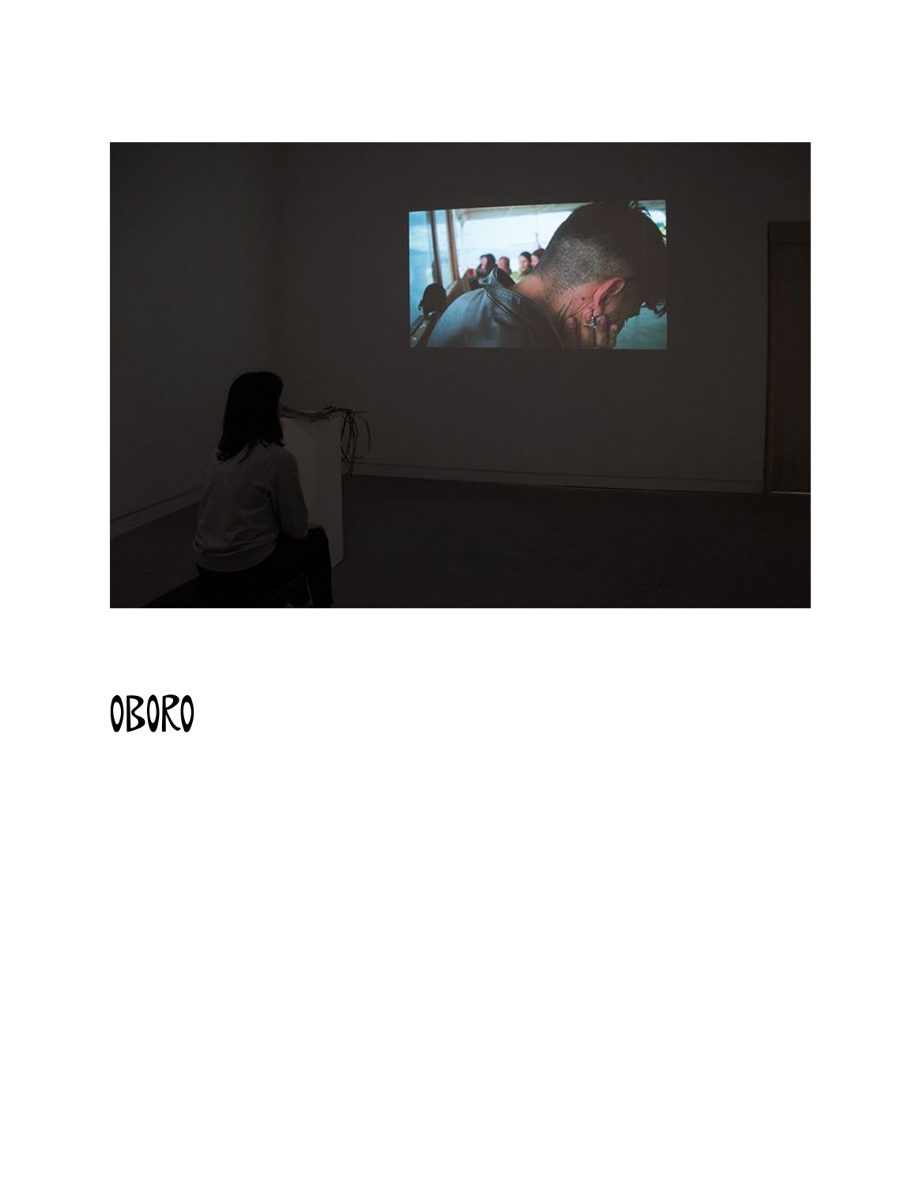OBORO